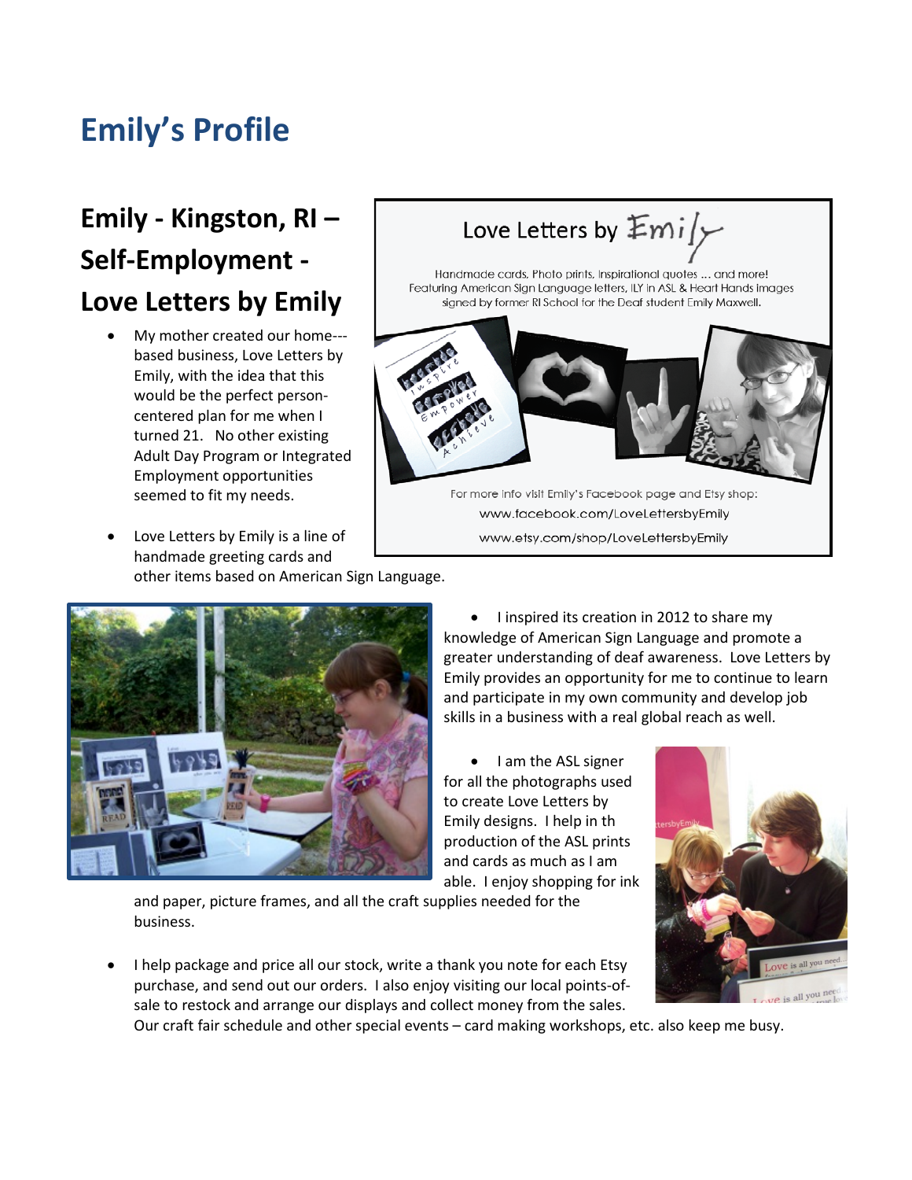# Emily's Profile

## Emily - Kingston, RI – Self-Employment - Love Letters by Emily

Love Letters by Emily

Handmade cards, Photo prints, Inspirational quotes ... and more!
Featuring American Sign Language letters, ILY in ASL & Heart Hands images signed by former RI School for the Deaf student Emily Maxwell.

For more info visit Emily's Facebook page and Etsy shop:
www.facebook.com/LoveLettersbyEmily
www.etsy.com/shop/LoveLettersbyEmily

- My mother created our home---based business, Love Letters by Emily, with the idea that this would be the perfect person-centered plan for me when I turned 21. No other existing Adult Day Program or Integrated Employment opportunities seemed to fit my needs.

- Love Letters by Emily is a line of handmade greeting cards and other items based on American Sign Language.

- I inspired its creation in 2012 to share my knowledge of American Sign Language and promote a greater understanding of deaf awareness. Love Letters by Emily provides an opportunity for me to continue to learn and participate in my own community and develop job skills in a business with a real global reach as well.

- I am the ASL signer for all the photographs used to create Love Letters by Emily designs. I help in th production of the ASL prints and cards as much as I am able. I enjoy shopping for ink and paper, picture frames, and all the craft supplies needed for the business.

- I help package and price all our stock, write a thank you note for each Etsy purchase, and send out our orders. I also enjoy visiting our local points-of-sale to restock and arrange our displays and collect money from the sales. Our craft fair schedule and other special events – card making workshops, etc. also keep me busy.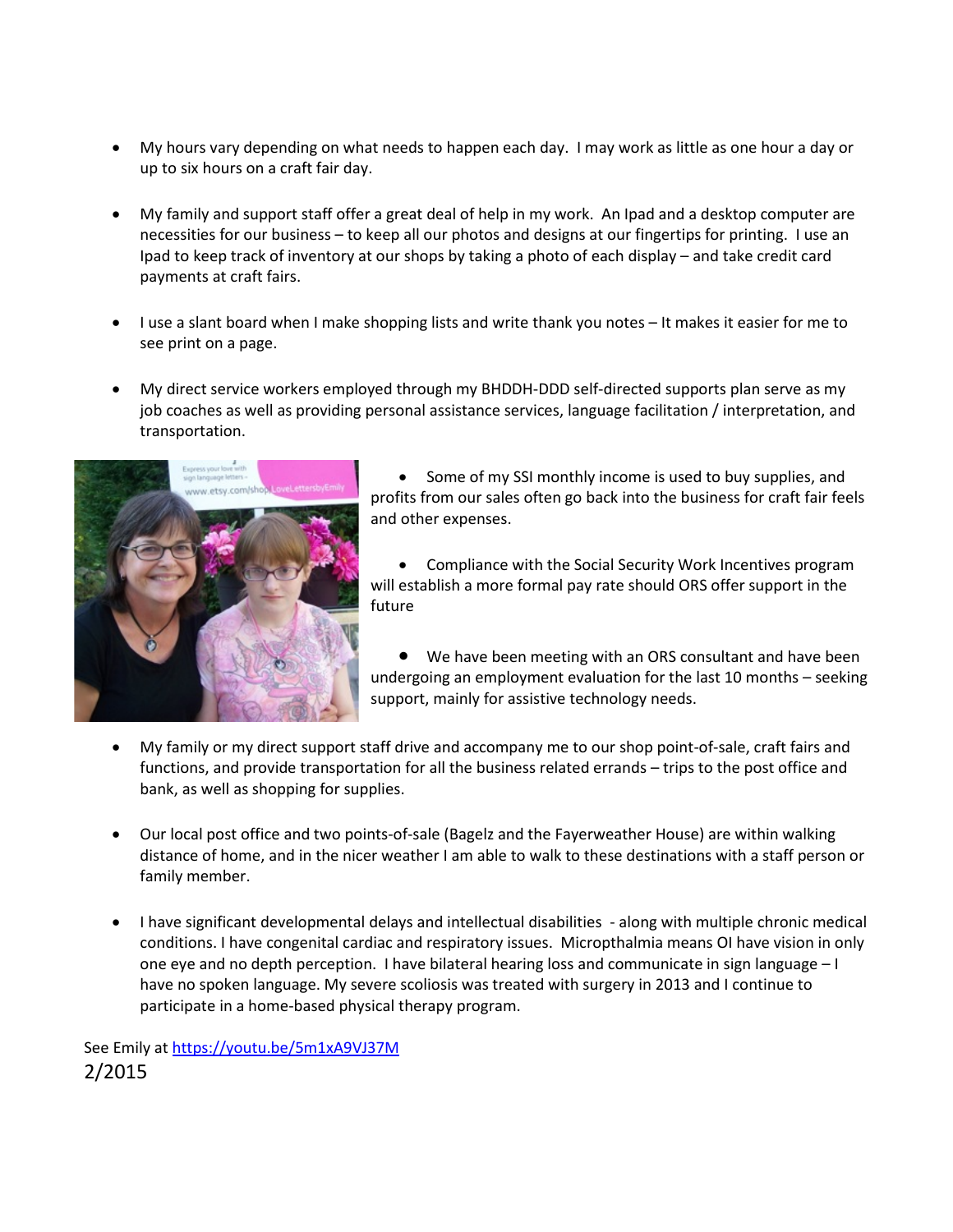- My hours vary depending on what needs to happen each day. I may work as little as one hour a day or up to six hours on a craft fair day.

- My family and support staff offer a great deal of help in my work. An Ipad and a desktop computer are necessities for our business – to keep all our photos and designs at our fingertips for printing. I use an Ipad to keep track of inventory at our shops by taking a photo of each display – and take credit card payments at craft fairs.

- I use a slant board when I make shopping lists and write thank you notes – It makes it easier for me to see print on a page.

- My direct service workers employed through my BHDDH-DDD self-directed supports plan serve as my job coaches as well as providing personal assistance services, language facilitation / interpretation, and transportation.

- Some of my SSI monthly income is used to buy supplies, and profits from our sales often go back into the business for craft fair feels and other expenses.

- Compliance with the Social Security Work Incentives program will establish a more formal pay rate should ORS offer support in the future

- We have been meeting with an ORS consultant and have been undergoing an employment evaluation for the last 10 months – seeking support, mainly for assistive technology needs.

- My family or my direct support staff drive and accompany me to our shop point-of-sale, craft fairs and functions, and provide transportation for all the business related errands – trips to the post office and bank, as well as shopping for supplies.

- Our local post office and two points-of-sale (Bagelz and the Fayerweather House) are within walking distance of home, and in the nicer weather I am able to walk to these destinations with a staff person or family member.

- I have significant developmental delays and intellectual disabilities - along with multiple chronic medical conditions. I have congenital cardiac and respiratory issues. Micropthalmia means OI have vision in only one eye and no depth perception. I have bilateral hearing loss and communicate in sign language – I have no spoken language. My severe scoliosis was treated with surgery in 2013 and I continue to participate in a home-based physical therapy program.

See Emily at https://youtu.be/5m1xA9VJ37M

2/2015